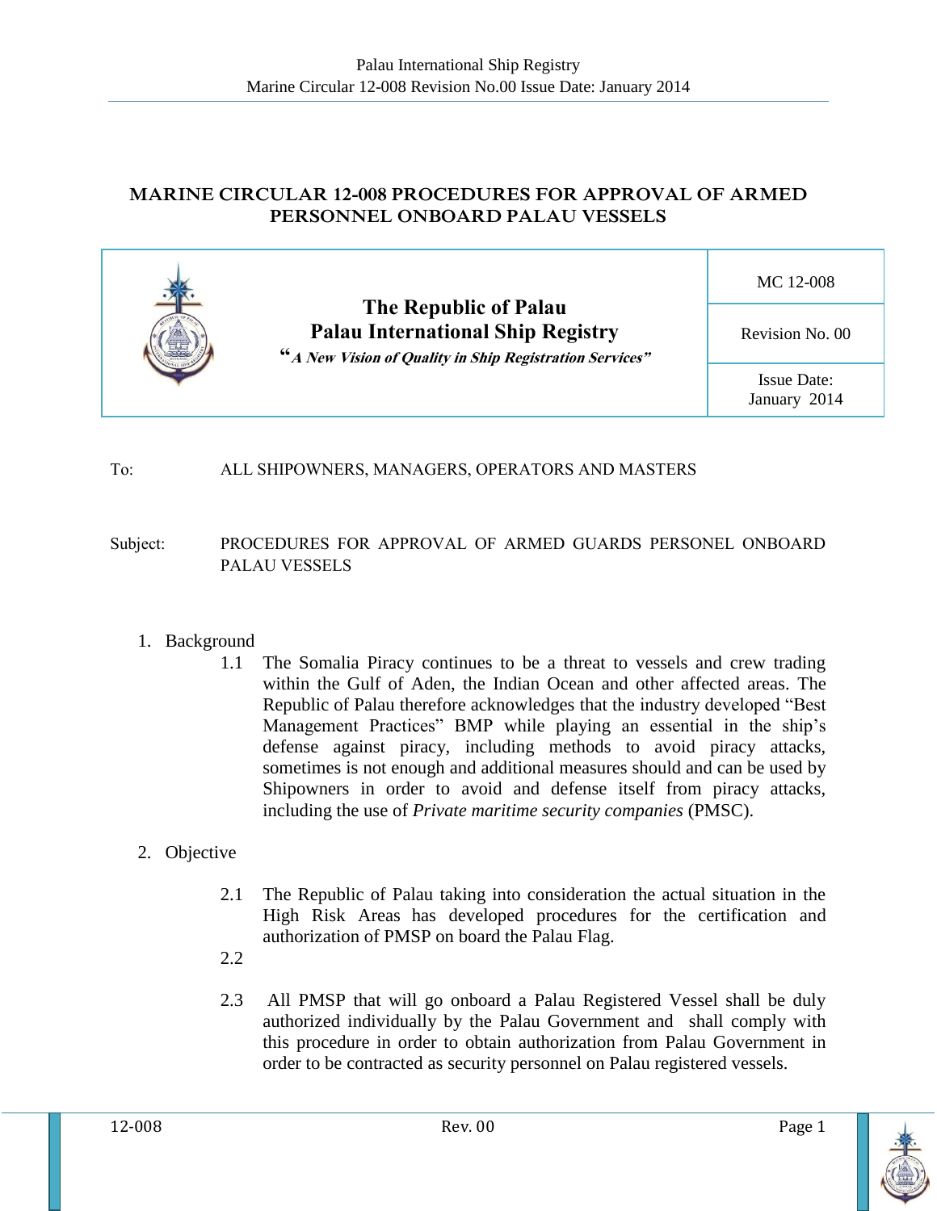# MARINE CIRCULAR 12-008 PROCEDURES FOR APPROVAL OF ARMED PERSONNEL ONBOARD PALAU VESSELS

| The Republic of Palau<br>Palau International Ship Registry<br>*"A New Vision of Quality in Ship Registration Services"* | MC 12-008 |
|---|---|
| | Revision No. 00 |
| | Issue Date: January 2014 |

To: ALL SHIPOWNERS, MANAGERS, OPERATORS AND MASTERS

Subject: PROCEDURES FOR APPROVAL OF ARMED GUARDS PERSONEL ONBOARD PALAU VESSELS

1. Background

   1.1 The Somalia Piracy continues to be a threat to vessels and crew trading within the Gulf of Aden, the Indian Ocean and other affected areas. The Republic of Palau therefore acknowledges that the industry developed "Best Management Practices" BMP while playing an essential in the ship's defense against piracy, including methods to avoid piracy attacks, sometimes is not enough and additional measures should and can be used by Shipowners in order to avoid and defense itself from piracy attacks, including the use of *Private maritime security companies* (PMSC).

2. Objective

   2.1 The Republic of Palau taking into consideration the actual situation in the High Risk Areas has developed procedures for the certification and authorization of PMSP on board the Palau Flag.

   2.2

   2.3 All PMSP that will go onboard a Palau Registered Vessel shall be duly authorized individually by the Palau Government and shall comply with this procedure in order to obtain authorization from Palau Government in order to be contracted as security personnel on Palau registered vessels.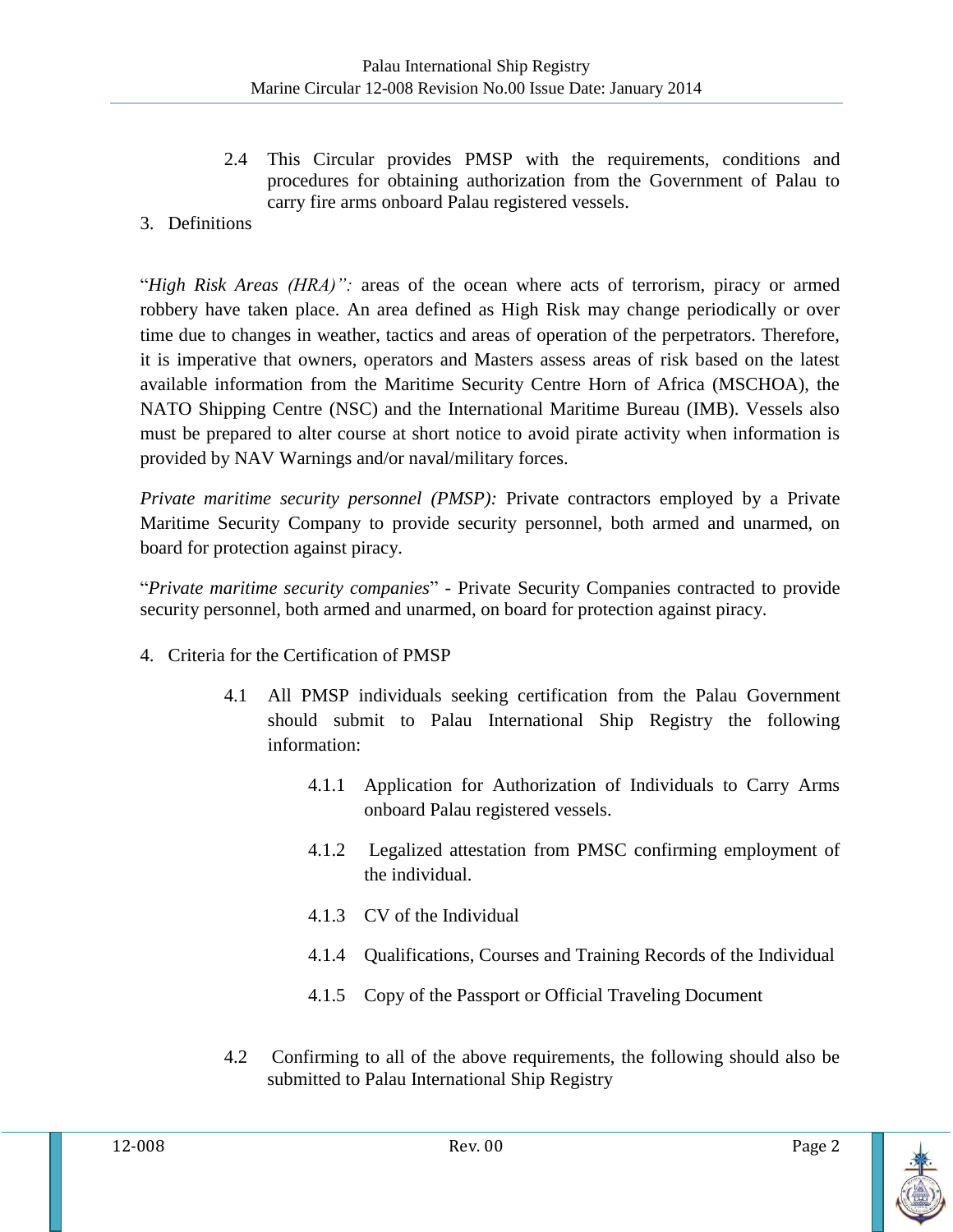2.4 This Circular provides PMSP with the requirements, conditions and procedures for obtaining authorization from the Government of Palau to carry fire arms onboard Palau registered vessels.

3. Definitions

"*High Risk Areas (HRA)":* areas of the ocean where acts of terrorism, piracy or armed robbery have taken place. An area defined as High Risk may change periodically or over time due to changes in weather, tactics and areas of operation of the perpetrators. Therefore, it is imperative that owners, operators and Masters assess areas of risk based on the latest available information from the Maritime Security Centre Horn of Africa (MSCHOA), the NATO Shipping Centre (NSC) and the International Maritime Bureau (IMB). Vessels also must be prepared to alter course at short notice to avoid pirate activity when information is provided by NAV Warnings and/or naval/military forces.

*Private maritime security personnel (PMSP):* Private contractors employed by a Private Maritime Security Company to provide security personnel, both armed and unarmed, on board for protection against piracy.

"*Private maritime security companies*" - Private Security Companies contracted to provide security personnel, both armed and unarmed, on board for protection against piracy.

4. Criteria for the Certification of PMSP

4.1 All PMSP individuals seeking certification from the Palau Government should submit to Palau International Ship Registry the following information:

4.1.1 Application for Authorization of Individuals to Carry Arms onboard Palau registered vessels.

4.1.2 Legalized attestation from PMSC confirming employment of the individual.

4.1.3 CV of the Individual

4.1.4 Qualifications, Courses and Training Records of the Individual

4.1.5 Copy of the Passport or Official Traveling Document

4.2 Confirming to all of the above requirements, the following should also be submitted to Palau International Ship Registry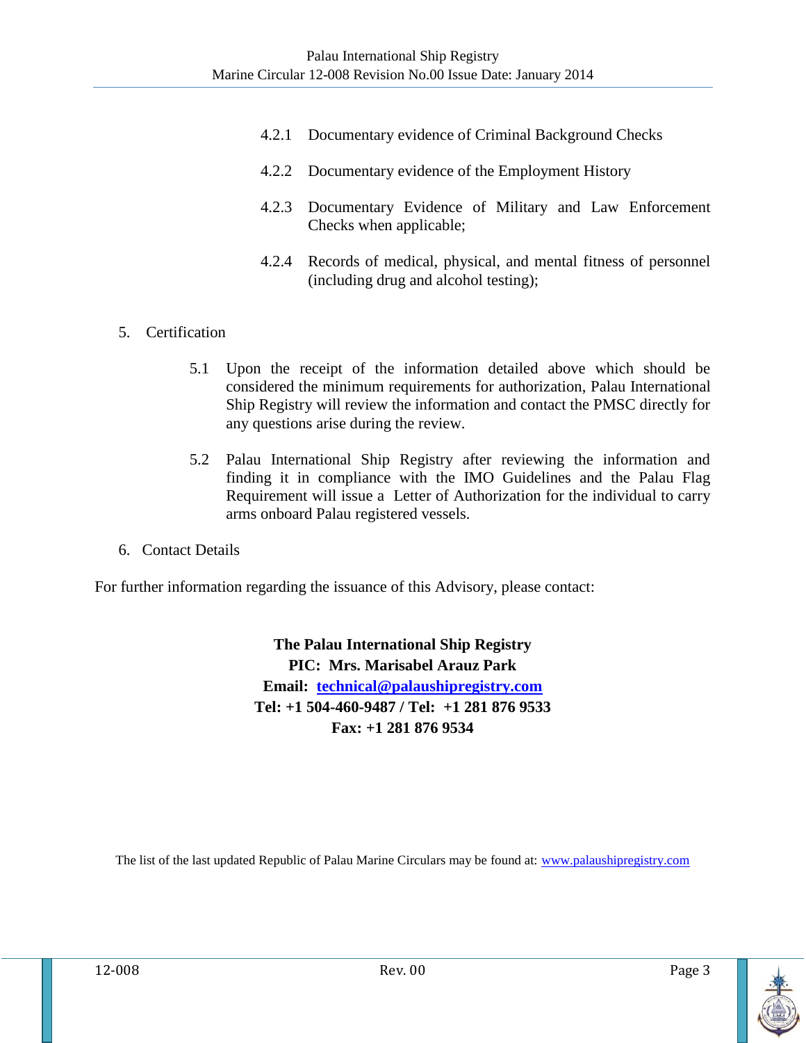4.2.1 Documentary evidence of Criminal Background Checks

4.2.2 Documentary evidence of the Employment History

4.2.3 Documentary Evidence of Military and Law Enforcement Checks when applicable;

4.2.4 Records of medical, physical, and mental fitness of personnel (including drug and alcohol testing);

5. Certification

5.1 Upon the receipt of the information detailed above which should be considered the minimum requirements for authorization, Palau International Ship Registry will review the information and contact the PMSC directly for any questions arise during the review.

5.2 Palau International Ship Registry after reviewing the information and finding it in compliance with the IMO Guidelines and the Palau Flag Requirement will issue a Letter of Authorization for the individual to carry arms onboard Palau registered vessels.

6. Contact Details

For further information regarding the issuance of this Advisory, please contact:

**The Palau International Ship Registry**
**PIC: Mrs. Marisabel Arauz Park**
**Email: technical@palaushipregistry.com**
**Tel: +1 504-460-9487 / Tel: +1 281 876 9533**
**Fax: +1 281 876 9534**

The list of the last updated Republic of Palau Marine Circulars may be found at: www.palaushipregistry.com